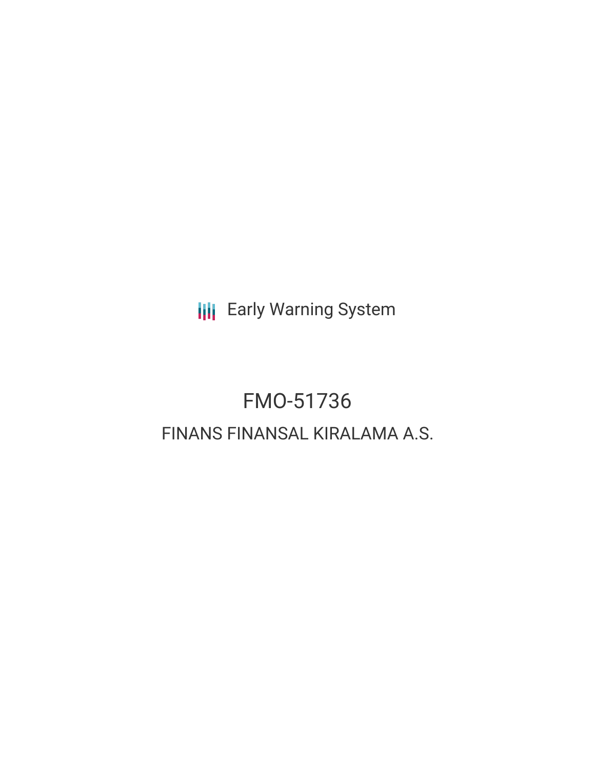Early Warning System

# FMO-51736

## FINANS FINANSAL KIRALAMA A.S.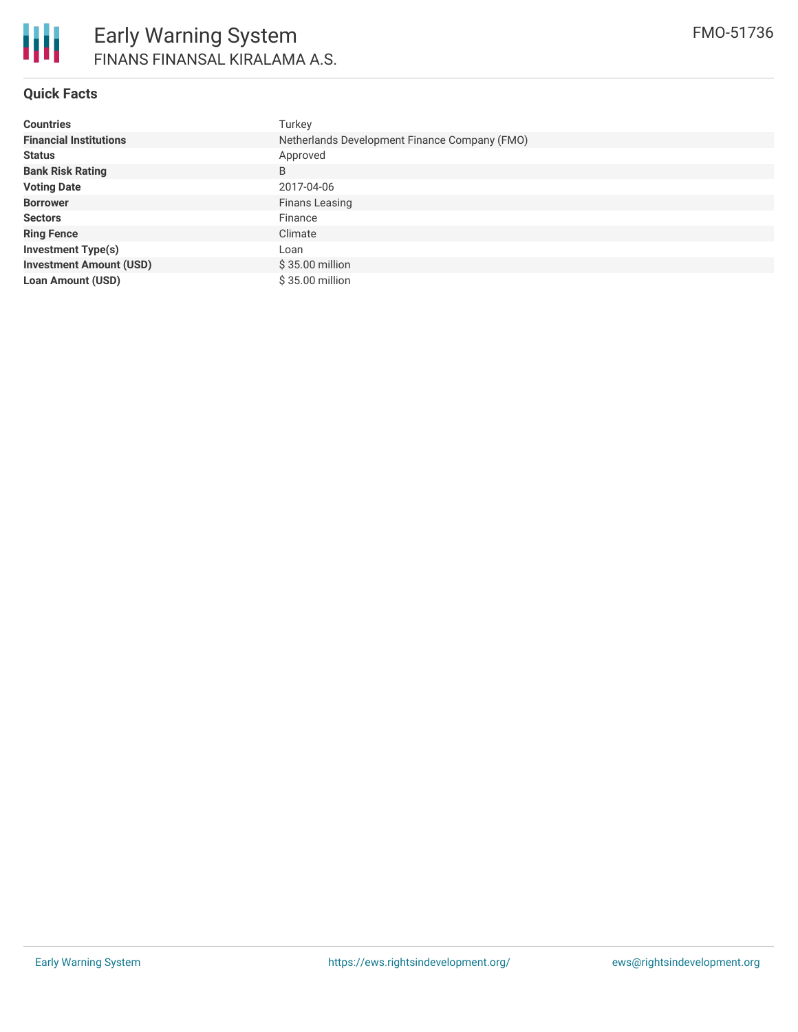# Early Warning System

FINANS FINANSAL KIRALAMA A.S.

FMO-51736

## Quick Facts

| | |
|---|---|
| **Countries** | Turkey |
| **Financial Institutions** | Netherlands Development Finance Company (FMO) |
| **Status** | Approved |
| **Bank Risk Rating** | B |
| **Voting Date** | 2017-04-06 |
| **Borrower** | Finans Leasing |
| **Sectors** | Finance |
| **Ring Fence** | Climate |
| **Investment Type(s)** | Loan |
| **Investment Amount (USD)** | $ 35.00 million |
| **Loan Amount (USD)** | $ 35.00 million |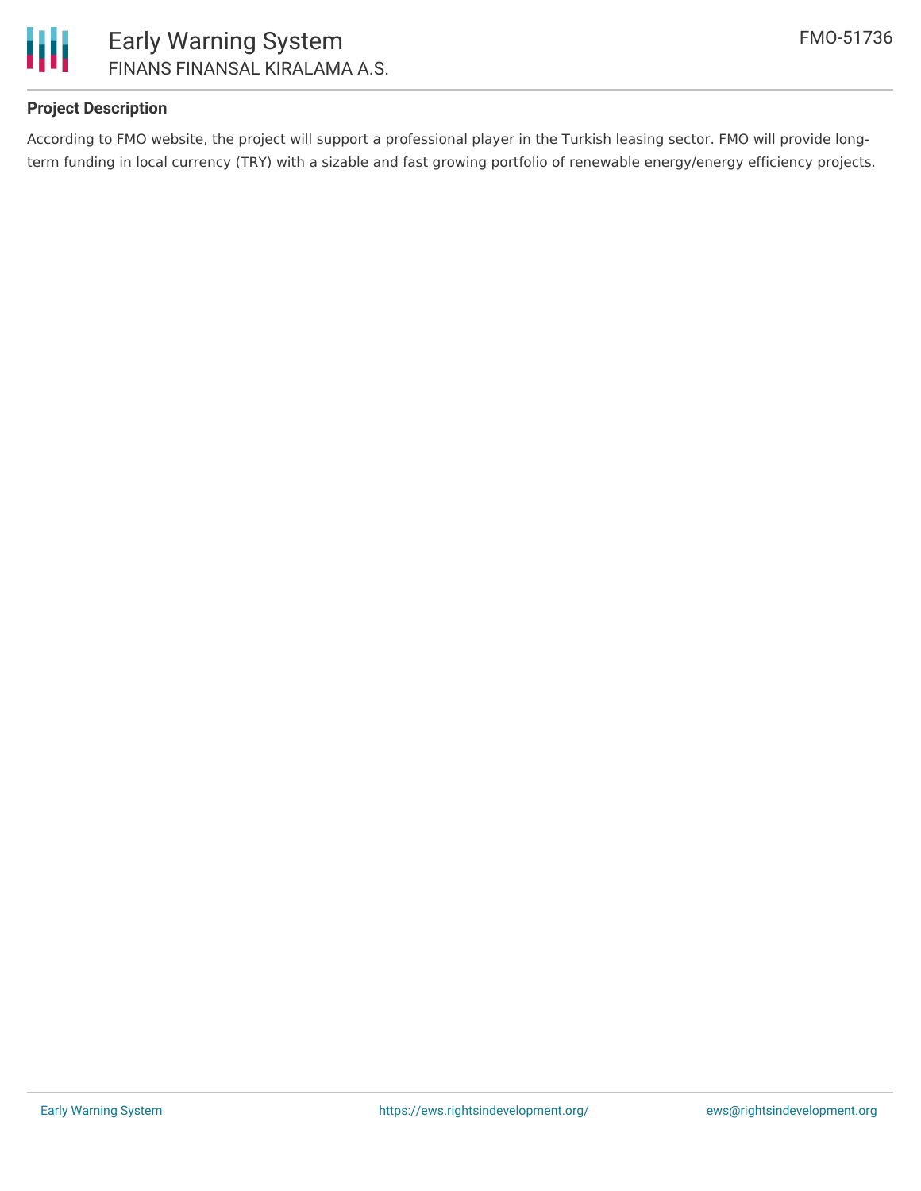## Project Description

According to FMO website, the project will support a professional player in the Turkish leasing sector. FMO will provide long-term funding in local currency (TRY) with a sizable and fast growing portfolio of renewable energy/energy efficiency projects.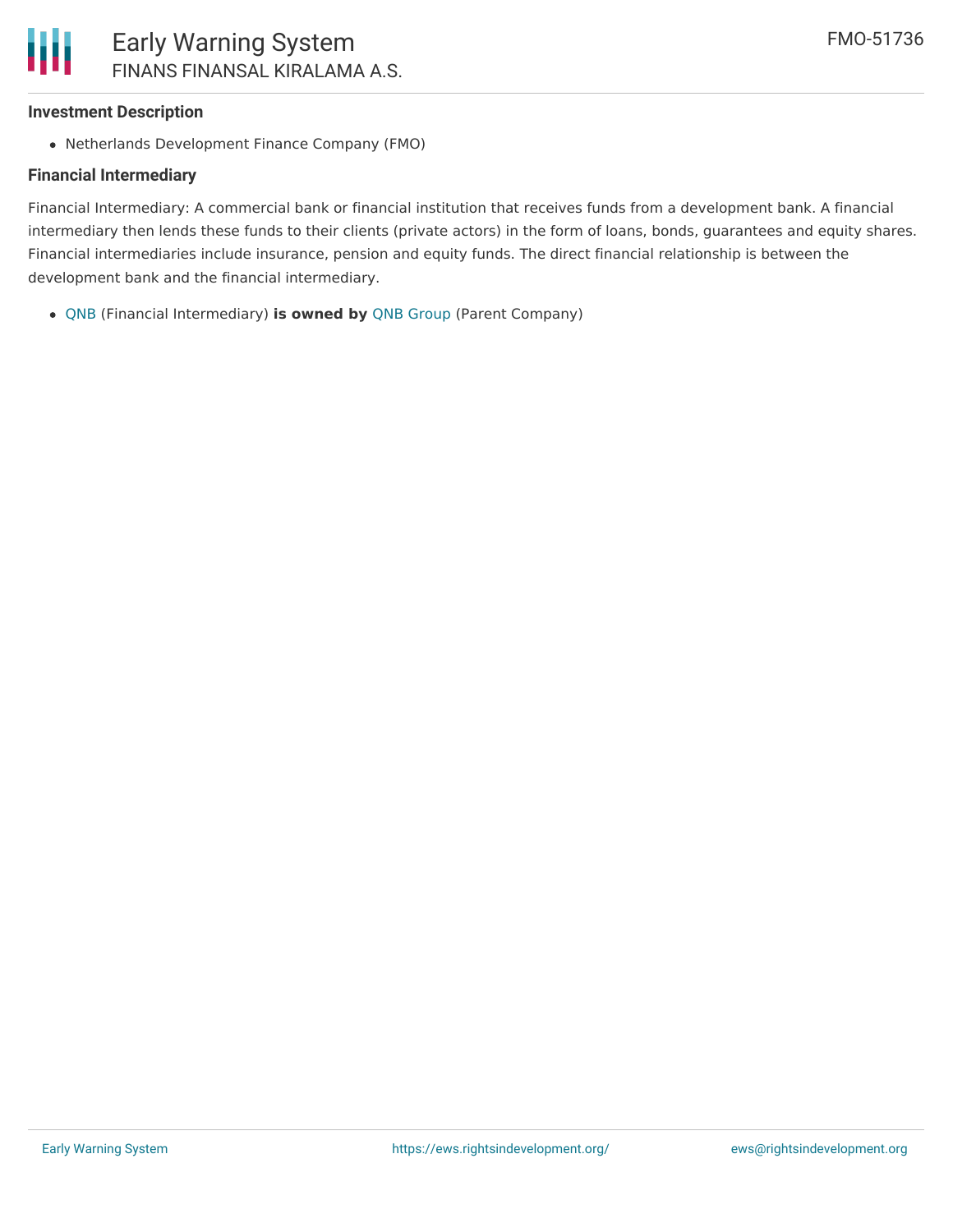### Investment Description

- Netherlands Development Finance Company (FMO)

### Financial Intermediary

Financial Intermediary: A commercial bank or financial institution that receives funds from a development bank. A financial intermediary then lends these funds to their clients (private actors) in the form of loans, bonds, guarantees and equity shares. Financial intermediaries include insurance, pension and equity funds. The direct financial relationship is between the development bank and the financial intermediary.

- QNB (Financial Intermediary) **is owned by** QNB Group (Parent Company)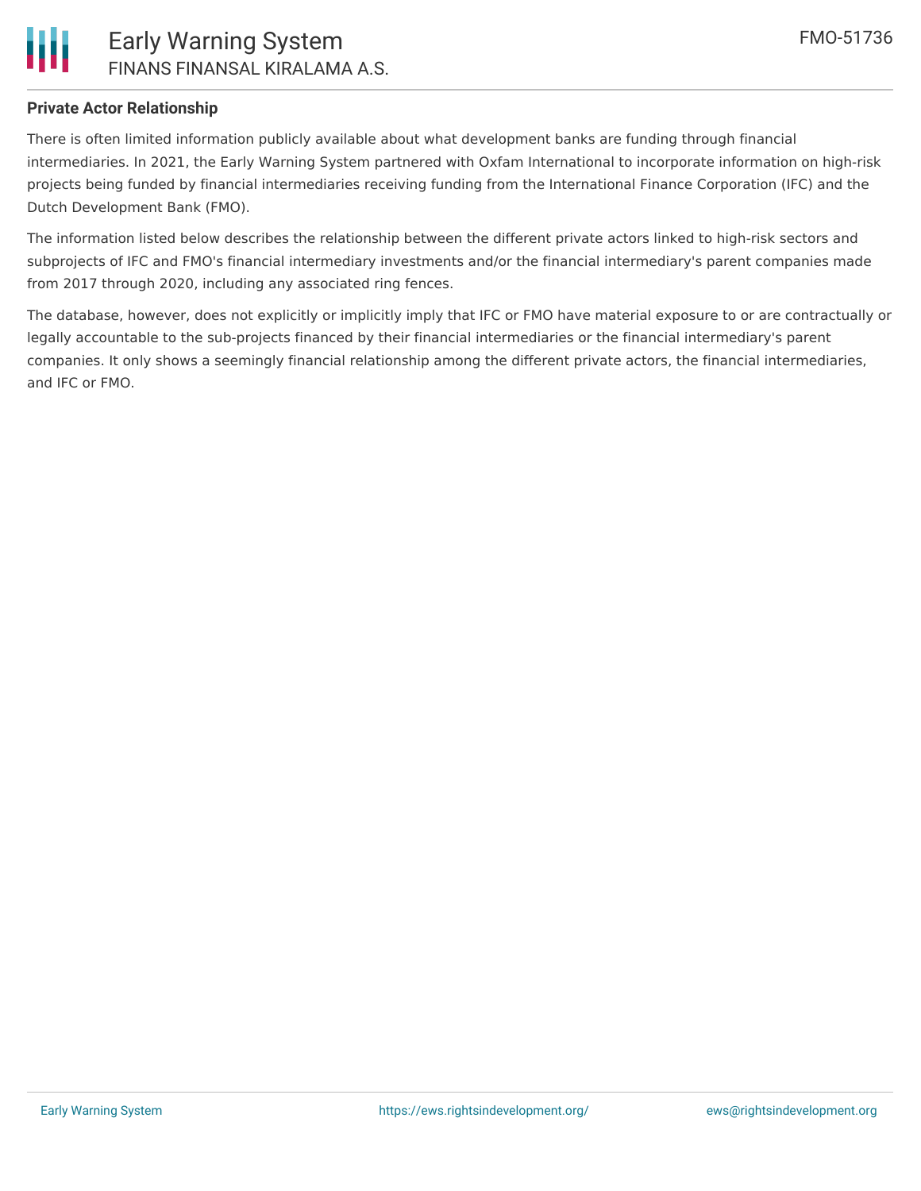## Private Actor Relationship

There is often limited information publicly available about what development banks are funding through financial intermediaries. In 2021, the Early Warning System partnered with Oxfam International to incorporate information on high-risk projects being funded by financial intermediaries receiving funding from the International Finance Corporation (IFC) and the Dutch Development Bank (FMO).

The information listed below describes the relationship between the different private actors linked to high-risk sectors and subprojects of IFC and FMO's financial intermediary investments and/or the financial intermediary's parent companies made from 2017 through 2020, including any associated ring fences.

The database, however, does not explicitly or implicitly imply that IFC or FMO have material exposure to or are contractually or legally accountable to the sub-projects financed by their financial intermediaries or the financial intermediary's parent companies. It only shows a seemingly financial relationship among the different private actors, the financial intermediaries, and IFC or FMO.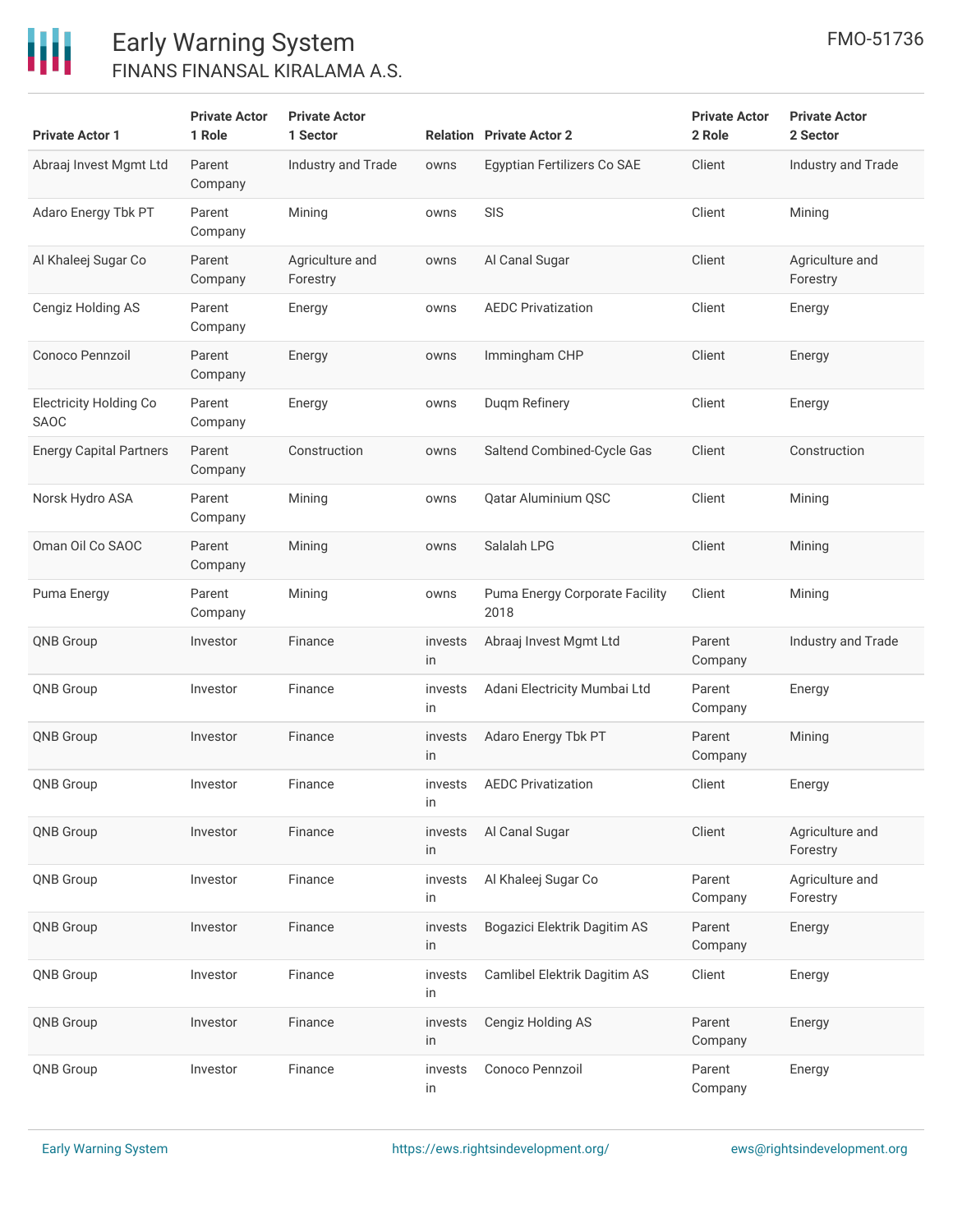| Private Actor 1 | Private Actor 1 Role | Private Actor 1 Sector | Relation | Private Actor 2 | Private Actor 2 Role | Private Actor 2 Sector |
|---|---|---|---|---|---|---|
| Abraaj Invest Mgmt Ltd | Parent Company | Industry and Trade | owns | Egyptian Fertilizers Co SAE | Client | Industry and Trade |
| Adaro Energy Tbk PT | Parent Company | Mining | owns | SIS | Client | Mining |
| Al Khaleej Sugar Co | Parent Company | Agriculture and Forestry | owns | Al Canal Sugar | Client | Agriculture and Forestry |
| Cengiz Holding AS | Parent Company | Energy | owns | AEDC Privatization | Client | Energy |
| Conoco Pennzoil | Parent Company | Energy | owns | Immingham CHP | Client | Energy |
| Electricity Holding Co SAOC | Parent Company | Energy | owns | Duqm Refinery | Client | Energy |
| Energy Capital Partners | Parent Company | Construction | owns | Saltend Combined-Cycle Gas | Client | Construction |
| Norsk Hydro ASA | Parent Company | Mining | owns | Qatar Aluminium QSC | Client | Mining |
| Oman Oil Co SAOC | Parent Company | Mining | owns | Salalah LPG | Client | Mining |
| Puma Energy | Parent Company | Mining | owns | Puma Energy Corporate Facility 2018 | Client | Mining |
| QNB Group | Investor | Finance | invests in | Abraaj Invest Mgmt Ltd | Parent Company | Industry and Trade |
| QNB Group | Investor | Finance | invests in | Adani Electricity Mumbai Ltd | Parent Company | Energy |
| QNB Group | Investor | Finance | invests in | Adaro Energy Tbk PT | Parent Company | Mining |
| QNB Group | Investor | Finance | invests in | AEDC Privatization | Client | Energy |
| QNB Group | Investor | Finance | invests in | Al Canal Sugar | Client | Agriculture and Forestry |
| QNB Group | Investor | Finance | invests in | Al Khaleej Sugar Co | Parent Company | Agriculture and Forestry |
| QNB Group | Investor | Finance | invests in | Bogazici Elektrik Dagitim AS | Parent Company | Energy |
| QNB Group | Investor | Finance | invests in | Camlibel Elektrik Dagitim AS | Client | Energy |
| QNB Group | Investor | Finance | invests in | Cengiz Holding AS | Parent Company | Energy |
| QNB Group | Investor | Finance | invests in | Conoco Pennzoil | Parent Company | Energy |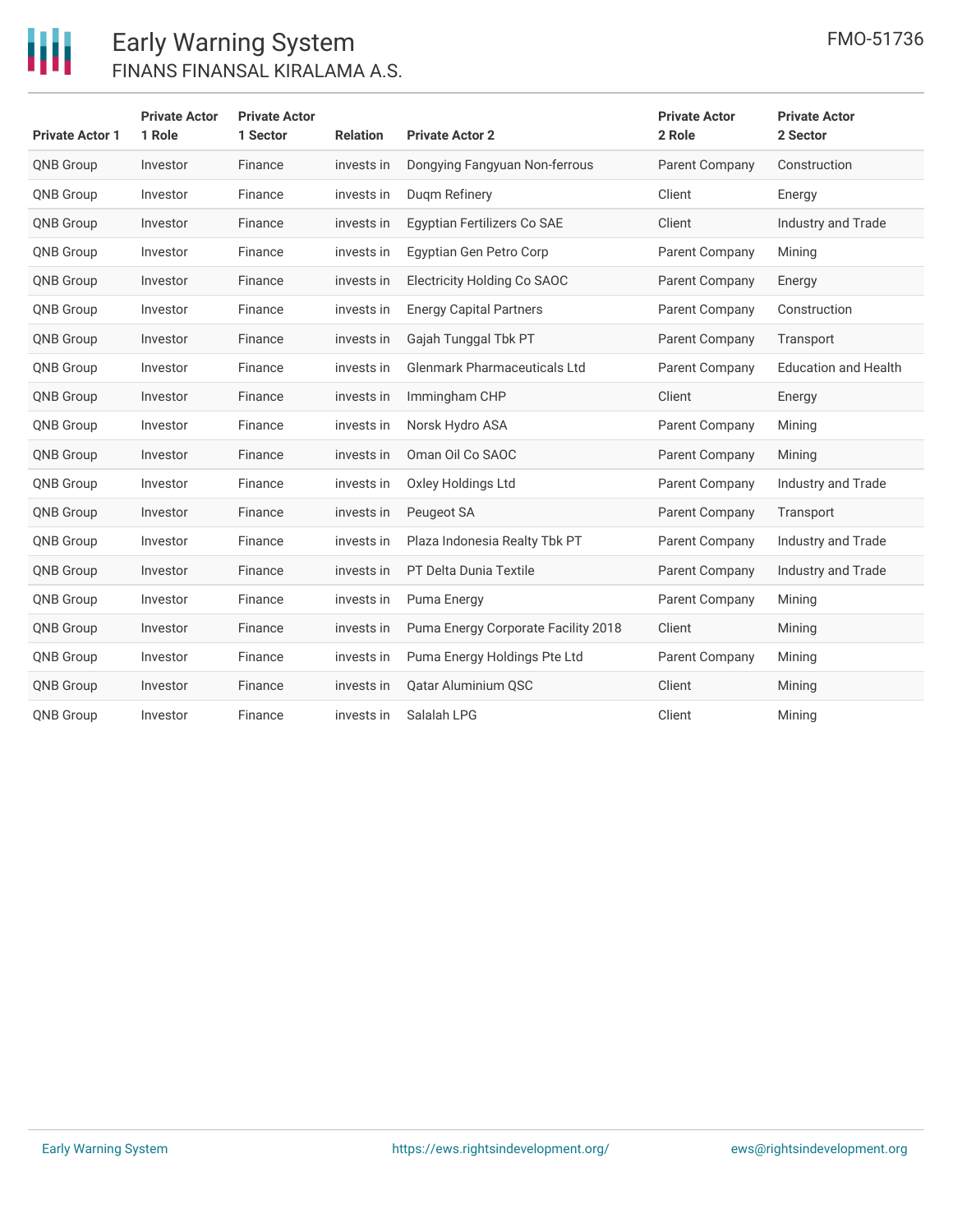| Private Actor 1 | Private Actor 1 Role | Private Actor 1 Sector | Relation | Private Actor 2 | Private Actor 2 Role | Private Actor 2 Sector |
|---|---|---|---|---|---|---|
| QNB Group | Investor | Finance | invests in | Dongying Fangyuan Non-ferrous | Parent Company | Construction |
| QNB Group | Investor | Finance | invests in | Duqm Refinery | Client | Energy |
| QNB Group | Investor | Finance | invests in | Egyptian Fertilizers Co SAE | Client | Industry and Trade |
| QNB Group | Investor | Finance | invests in | Egyptian Gen Petro Corp | Parent Company | Mining |
| QNB Group | Investor | Finance | invests in | Electricity Holding Co SAOC | Parent Company | Energy |
| QNB Group | Investor | Finance | invests in | Energy Capital Partners | Parent Company | Construction |
| QNB Group | Investor | Finance | invests in | Gajah Tunggal Tbk PT | Parent Company | Transport |
| QNB Group | Investor | Finance | invests in | Glenmark Pharmaceuticals Ltd | Parent Company | Education and Health |
| QNB Group | Investor | Finance | invests in | Immingham CHP | Client | Energy |
| QNB Group | Investor | Finance | invests in | Norsk Hydro ASA | Parent Company | Mining |
| QNB Group | Investor | Finance | invests in | Oman Oil Co SAOC | Parent Company | Mining |
| QNB Group | Investor | Finance | invests in | Oxley Holdings Ltd | Parent Company | Industry and Trade |
| QNB Group | Investor | Finance | invests in | Peugeot SA | Parent Company | Transport |
| QNB Group | Investor | Finance | invests in | Plaza Indonesia Realty Tbk PT | Parent Company | Industry and Trade |
| QNB Group | Investor | Finance | invests in | PT Delta Dunia Textile | Parent Company | Industry and Trade |
| QNB Group | Investor | Finance | invests in | Puma Energy | Parent Company | Mining |
| QNB Group | Investor | Finance | invests in | Puma Energy Corporate Facility 2018 | Client | Mining |
| QNB Group | Investor | Finance | invests in | Puma Energy Holdings Pte Ltd | Parent Company | Mining |
| QNB Group | Investor | Finance | invests in | Qatar Aluminium QSC | Client | Mining |
| QNB Group | Investor | Finance | invests in | Salalah LPG | Client | Mining |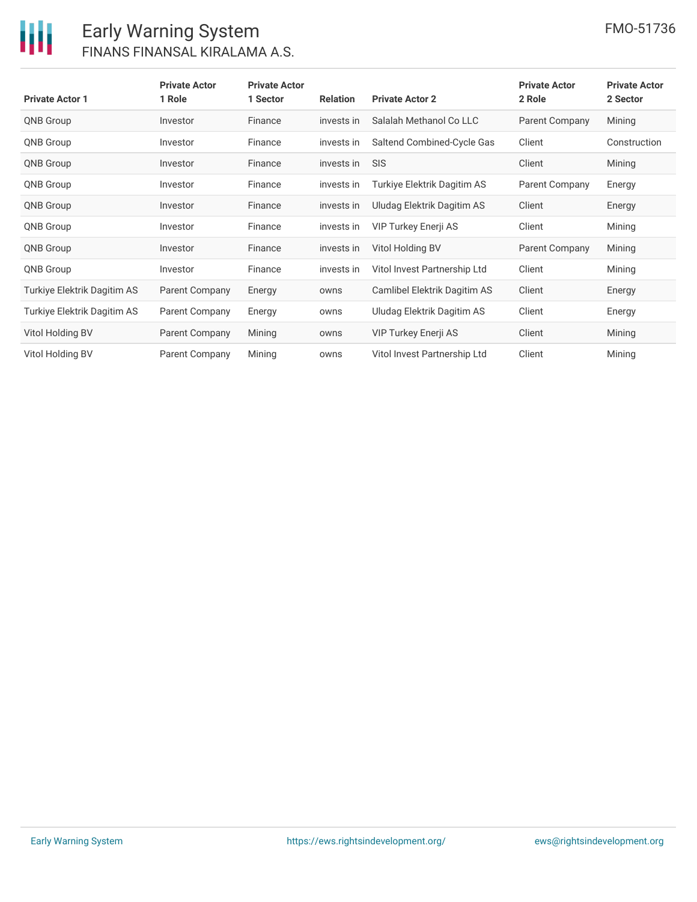| Private Actor 1 | Private Actor 1 Role | Private Actor 1 Sector | Relation | Private Actor 2 | Private Actor 2 Role | Private Actor 2 Sector |
|---|---|---|---|---|---|---|
| QNB Group | Investor | Finance | invests in | Salalah Methanol Co LLC | Parent Company | Mining |
| QNB Group | Investor | Finance | invests in | Saltend Combined-Cycle Gas | Client | Construction |
| QNB Group | Investor | Finance | invests in | SIS | Client | Mining |
| QNB Group | Investor | Finance | invests in | Turkiye Elektrik Dagitim AS | Parent Company | Energy |
| QNB Group | Investor | Finance | invests in | Uludag Elektrik Dagitim AS | Client | Energy |
| QNB Group | Investor | Finance | invests in | VIP Turkey Enerji AS | Client | Mining |
| QNB Group | Investor | Finance | invests in | Vitol Holding BV | Parent Company | Mining |
| QNB Group | Investor | Finance | invests in | Vitol Invest Partnership Ltd | Client | Mining |
| Turkiye Elektrik Dagitim AS | Parent Company | Energy | owns | Camlibel Elektrik Dagitim AS | Client | Energy |
| Turkiye Elektrik Dagitim AS | Parent Company | Energy | owns | Uludag Elektrik Dagitim AS | Client | Energy |
| Vitol Holding BV | Parent Company | Mining | owns | VIP Turkey Enerji AS | Client | Mining |
| Vitol Holding BV | Parent Company | Mining | owns | Vitol Invest Partnership Ltd | Client | Mining |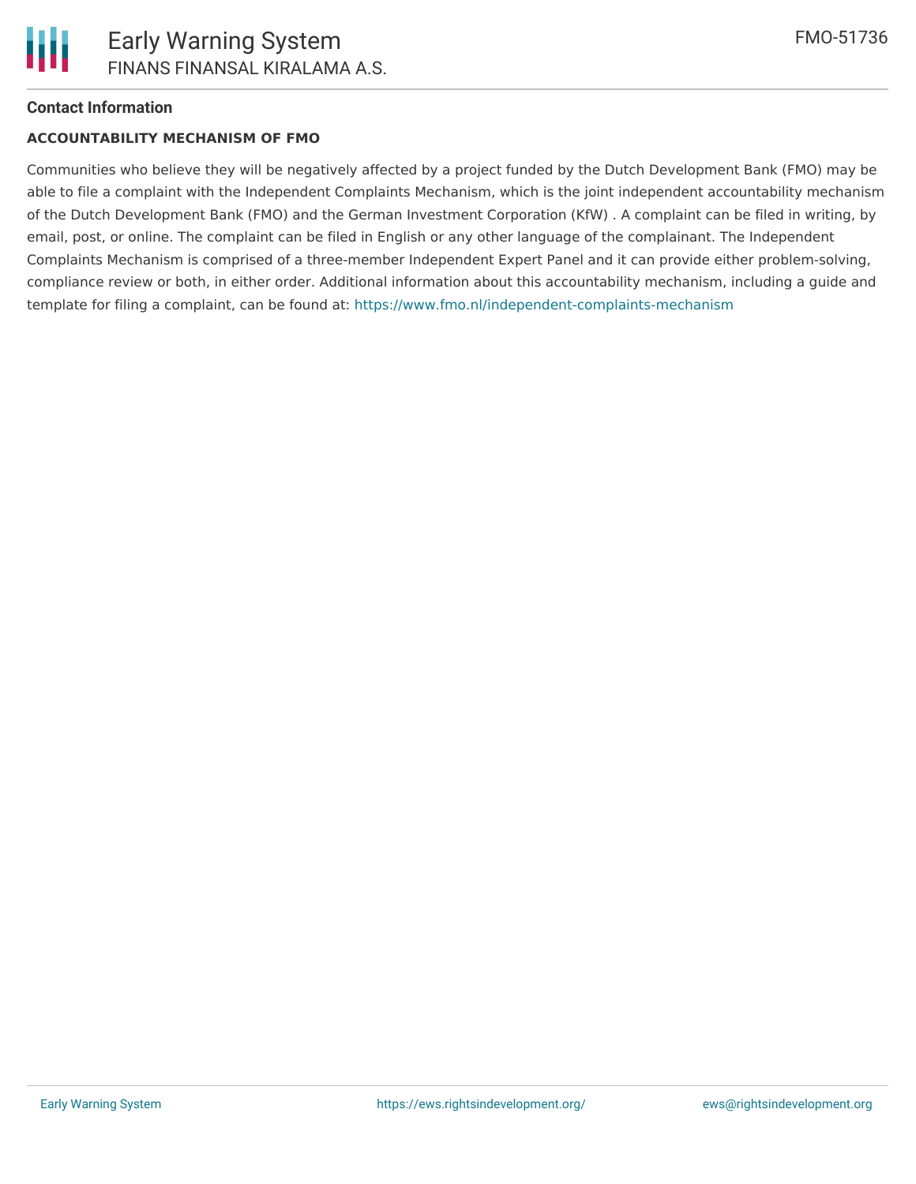## Contact Information

**ACCOUNTABILITY MECHANISM OF FMO**

Communities who believe they will be negatively affected by a project funded by the Dutch Development Bank (FMO) may be able to file a complaint with the Independent Complaints Mechanism, which is the joint independent accountability mechanism of the Dutch Development Bank (FMO) and the German Investment Corporation (KfW) . A complaint can be filed in writing, by email, post, or online. The complaint can be filed in English or any other language of the complainant. The Independent Complaints Mechanism is comprised of a three-member Independent Expert Panel and it can provide either problem-solving, compliance review or both, in either order. Additional information about this accountability mechanism, including a guide and template for filing a complaint, can be found at: https://www.fmo.nl/independent-complaints-mechanism